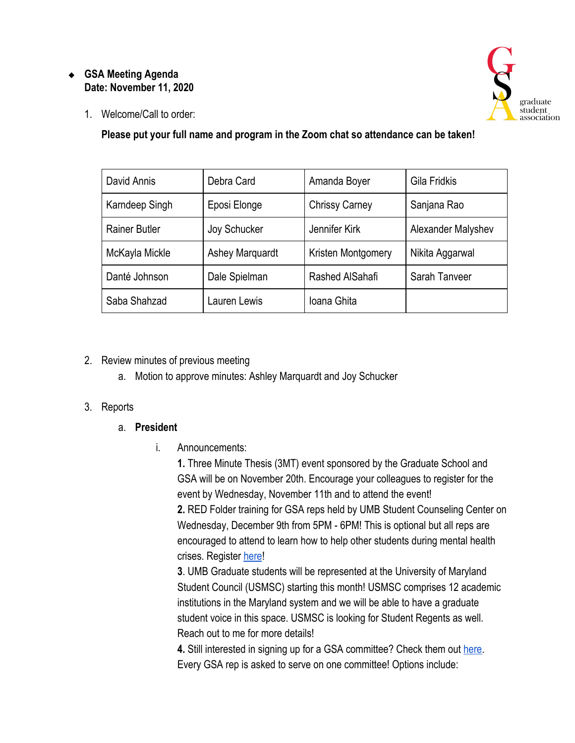- **GSA Meeting Agenda**
  **Date: November 11, 2020**

graduate student association

1. Welcome/Call to order:

   **Please put your full name and program in the Zoom chat so attendance can be taken!**

| David Annis | Debra Card | Amanda Boyer | Gila Fridkis |
|---|---|---|---|
| Karndeep Singh | Eposi Elonge | Chrissy Carney | Sanjana Rao |
| Rainer Butler | Joy Schucker | Jennifer Kirk | Alexander Malyshev |
| McKayla Mickle | Ashey Marquardt | Kristen Montgomery | Nikita Aggarwal |
| Danté Johnson | Dale Spielman | Rashed AlSahafi | Sarah Tanveer |
| Saba Shahzad | Lauren Lewis | Ioana Ghita | |

2. Review minutes of previous meeting
   a. Motion to approve minutes: Ashley Marquardt and Joy Schucker

3. Reports
   a. **President**
      i. Announcements:
         **1.** Three Minute Thesis (3MT) event sponsored by the Graduate School and GSA will be on November 20th. Encourage your colleagues to register for the event by Wednesday, November 11th and to attend the event!
         **2.** RED Folder training for GSA reps held by UMB Student Counseling Center on Wednesday, December 9th from 5PM - 6PM! This is optional but all reps are encouraged to attend to learn how to help other students during mental health crises. Register here!
         **3**. UMB Graduate students will be represented at the University of Maryland Student Council (USMSC) starting this month! USMSC comprises 12 academic institutions in the Maryland system and we will be able to have a graduate student voice in this space. USMSC is looking for Student Regents as well. Reach out to me for more details!
         **4.** Still interested in signing up for a GSA committee? Check them out here. Every GSA rep is asked to serve on one committee! Options include: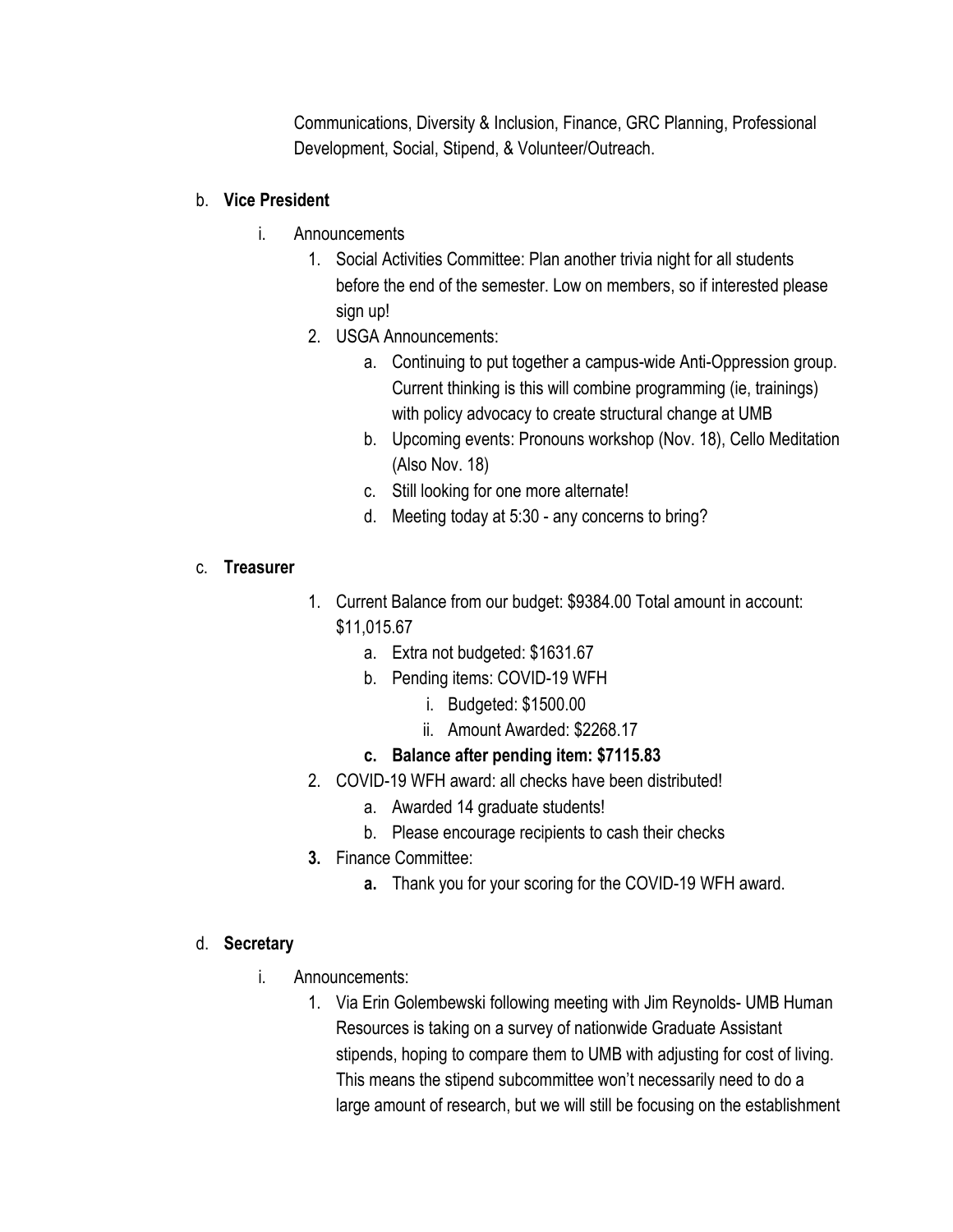Communications, Diversity & Inclusion, Finance, GRC Planning, Professional Development, Social, Stipend, & Volunteer/Outreach.

b. **Vice President**

   i. Announcements

      1. Social Activities Committee: Plan another trivia night for all students before the end of the semester. Low on members, so if interested please sign up!
      2. USGA Announcements:
         a. Continuing to put together a campus-wide Anti-Oppression group. Current thinking is this will combine programming (ie, trainings) with policy advocacy to create structural change at UMB
         b. Upcoming events: Pronouns workshop (Nov. 18), Cello Meditation (Also Nov. 18)
         c. Still looking for one more alternate!
         d. Meeting today at 5:30 - any concerns to bring?

c. **Treasurer**

   1. Current Balance from our budget: $9384.00 Total amount in account: $11,015.67
      a. Extra not budgeted: $1631.67
      b. Pending items: COVID-19 WFH
         i. Budgeted: $1500.00
         ii. Amount Awarded: $2268.17
      c. **Balance after pending item: $7115.83**
   2. COVID-19 WFH award: all checks have been distributed!
      a. Awarded 14 graduate students!
      b. Please encourage recipients to cash their checks
   3. Finance Committee:
      a. Thank you for your scoring for the COVID-19 WFH award.

d. **Secretary**

   i. Announcements:

      1. Via Erin Golembewski following meeting with Jim Reynolds- UMB Human Resources is taking on a survey of nationwide Graduate Assistant stipends, hoping to compare them to UMB with adjusting for cost of living. This means the stipend subcommittee won't necessarily need to do a large amount of research, but we will still be focusing on the establishment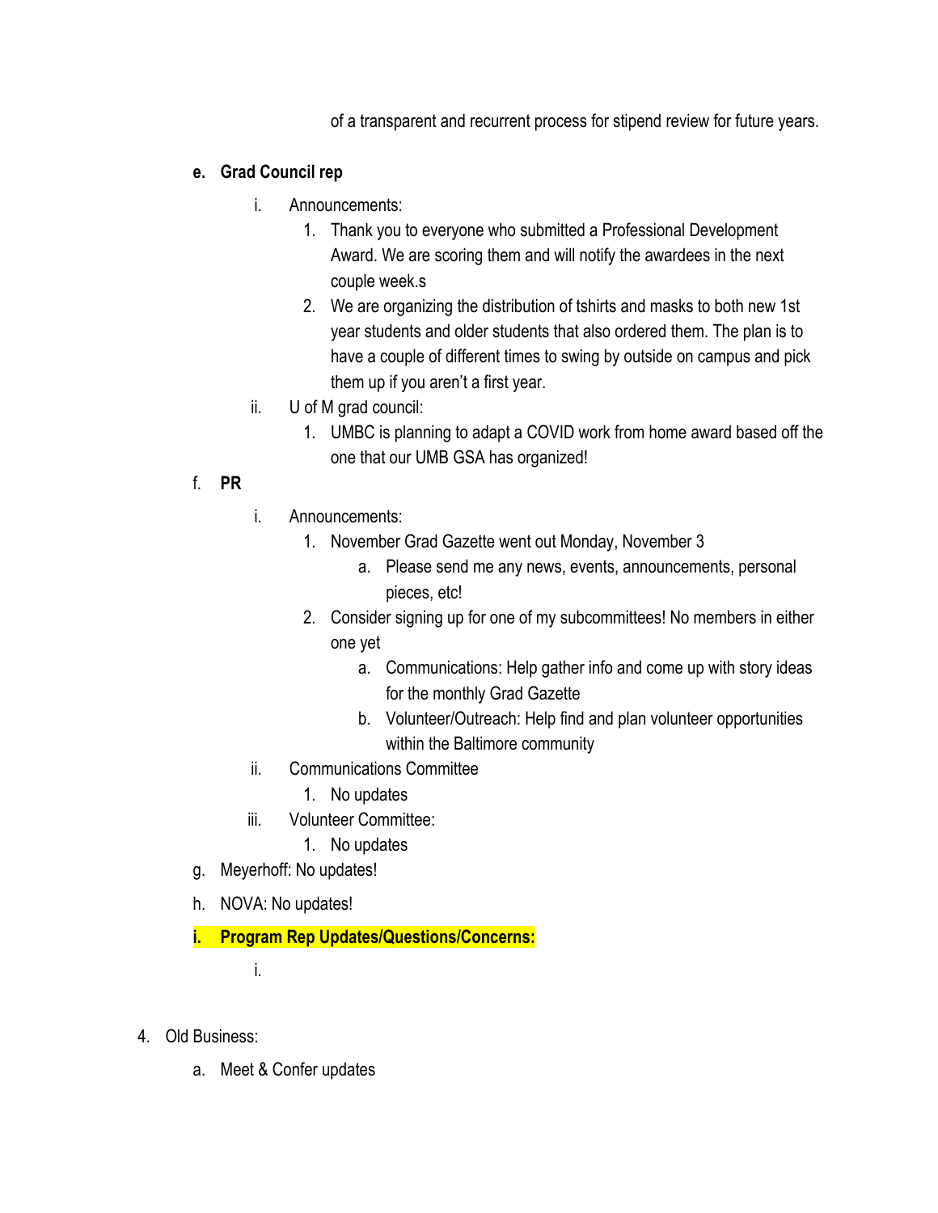of a transparent and recurrent process for stipend review for future years.

- **e. Grad Council rep**
  - i. Announcements:
    1. Thank you to everyone who submitted a Professional Development Award. We are scoring them and will notify the awardees in the next couple week.s
    2. We are organizing the distribution of tshirts and masks to both new 1st year students and older students that also ordered them. The plan is to have a couple of different times to swing by outside on campus and pick them up if you aren't a first year.
  - ii. U of M grad council:
    1. UMBC is planning to adapt a COVID work from home award based off the one that our UMB GSA has organized!
- f. **PR**
  - i. Announcements:
    1. November Grad Gazette went out Monday, November 3
       - a. Please send me any news, events, announcements, personal pieces, etc!
    2. Consider signing up for one of my subcommittees! No members in either one yet
       - a. Communications: Help gather info and come up with story ideas for the monthly Grad Gazette
       - b. Volunteer/Outreach: Help find and plan volunteer opportunities within the Baltimore community
  - ii. Communications Committee
    1. No updates
  - iii. Volunteer Committee:
    1. No updates
- g. Meyerhoff: No updates!
- h. NOVA: No updates!
- **i. Program Rep Updates/Questions/Concerns:**
  - i.

4. Old Business:
   - a. Meet & Confer updates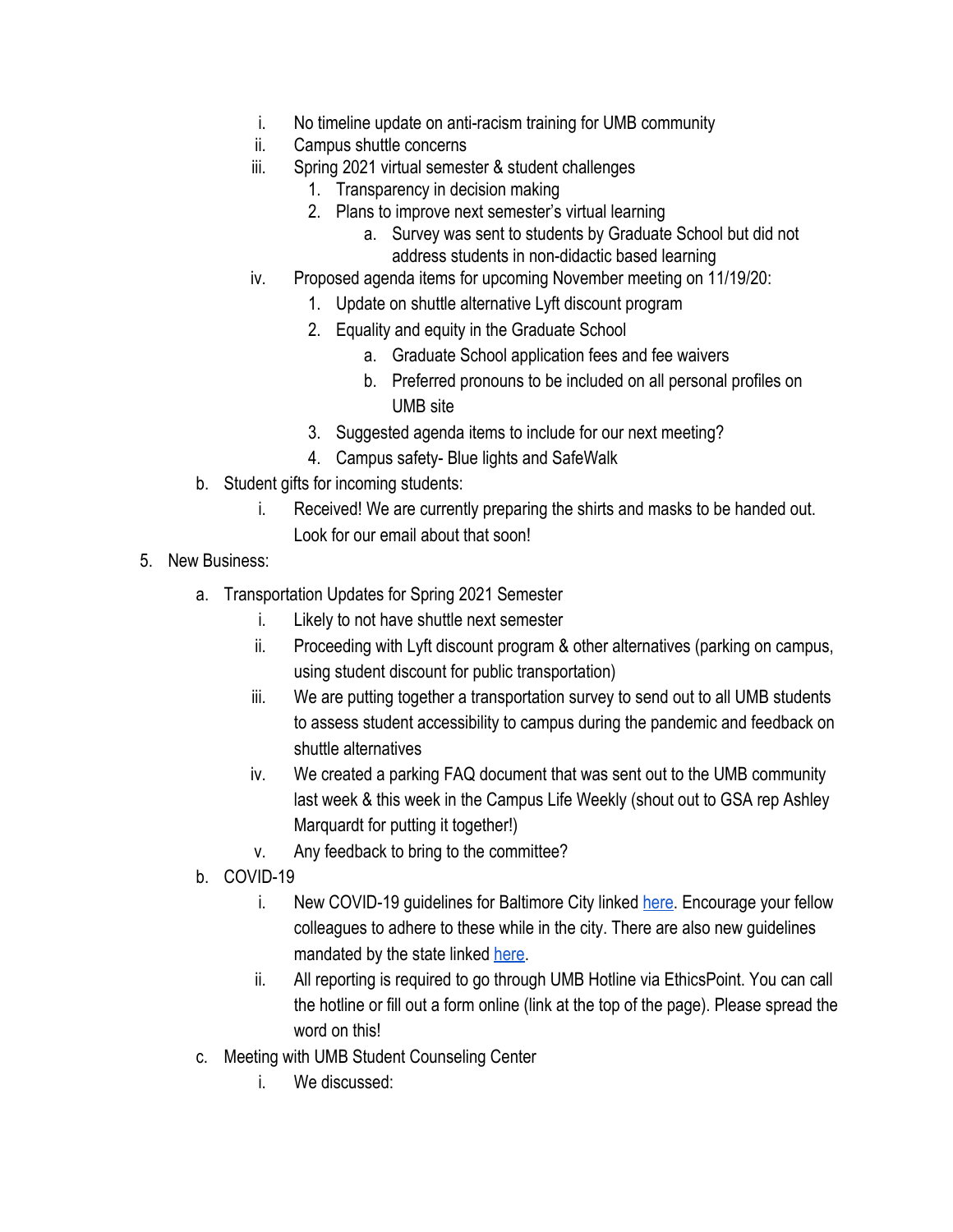- i. No timeline update on anti-racism training for UMB community
- ii. Campus shuttle concerns
- iii. Spring 2021 virtual semester & student challenges
  1. Transparency in decision making
  2. Plans to improve next semester's virtual learning
     - a. Survey was sent to students by Graduate School but did not address students in non-didactic based learning
- iv. Proposed agenda items for upcoming November meeting on 11/19/20:
  1. Update on shuttle alternative Lyft discount program
  2. Equality and equity in the Graduate School
     - a. Graduate School application fees and fee waivers
     - b. Preferred pronouns to be included on all personal profiles on UMB site
  3. Suggested agenda items to include for our next meeting?
  4. Campus safety- Blue lights and SafeWalk

b. Student gifts for incoming students:
- i. Received! We are currently preparing the shirts and masks to be handed out. Look for our email about that soon!

5. New Business:

a. Transportation Updates for Spring 2021 Semester
- i. Likely to not have shuttle next semester
- ii. Proceeding with Lyft discount program & other alternatives (parking on campus, using student discount for public transportation)
- iii. We are putting together a transportation survey to send out to all UMB students to assess student accessibility to campus during the pandemic and feedback on shuttle alternatives
- iv. We created a parking FAQ document that was sent out to the UMB community last week & this week in the Campus Life Weekly (shout out to GSA rep Ashley Marquardt for putting it together!)
- v. Any feedback to bring to the committee?

b. COVID-19
- i. New COVID-19 guidelines for Baltimore City linked here. Encourage your fellow colleagues to adhere to these while in the city. There are also new guidelines mandated by the state linked here.
- ii. All reporting is required to go through UMB Hotline via EthicsPoint. You can call the hotline or fill out a form online (link at the top of the page). Please spread the word on this!

c. Meeting with UMB Student Counseling Center
- i. We discussed: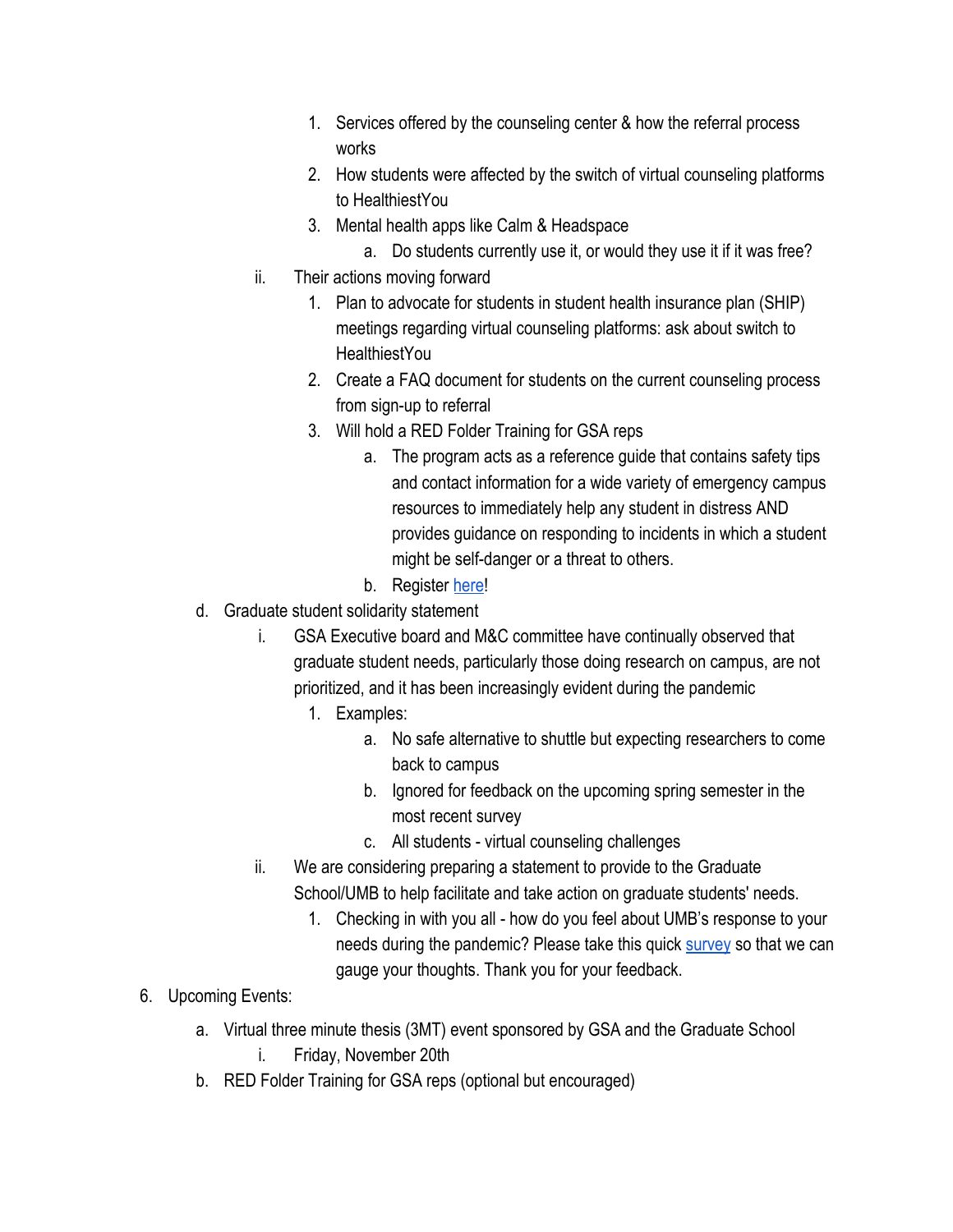1. Services offered by the counseling center & how the referral process works
            2. How students were affected by the switch of virtual counseling platforms to HealthiestYou
            3. Mental health apps like Calm & Headspace
                a. Do students currently use it, or would they use it if it was free?
        ii. Their actions moving forward
            1. Plan to advocate for students in student health insurance plan (SHIP) meetings regarding virtual counseling platforms: ask about switch to HealthiestYou
            2. Create a FAQ document for students on the current counseling process from sign-up to referral
            3. Will hold a RED Folder Training for GSA reps
                a. The program acts as a reference guide that contains safety tips and contact information for a wide variety of emergency campus resources to immediately help any student in distress AND provides guidance on responding to incidents in which a student might be self-danger or a threat to others.
                b. Register here!
    d. Graduate student solidarity statement
        i. GSA Executive board and M&C committee have continually observed that graduate student needs, particularly those doing research on campus, are not prioritized, and it has been increasingly evident during the pandemic
            1. Examples:
                a. No safe alternative to shuttle but expecting researchers to come back to campus
                b. Ignored for feedback on the upcoming spring semester in the most recent survey
                c. All students - virtual counseling challenges
        ii. We are considering preparing a statement to provide to the Graduate School/UMB to help facilitate and take action on graduate students' needs.
            1. Checking in with you all - how do you feel about UMB's response to your needs during the pandemic? Please take this quick survey so that we can gauge your thoughts. Thank you for your feedback.

6. Upcoming Events:
    a. Virtual three minute thesis (3MT) event sponsored by GSA and the Graduate School
        i. Friday, November 20th
    b. RED Folder Training for GSA reps (optional but encouraged)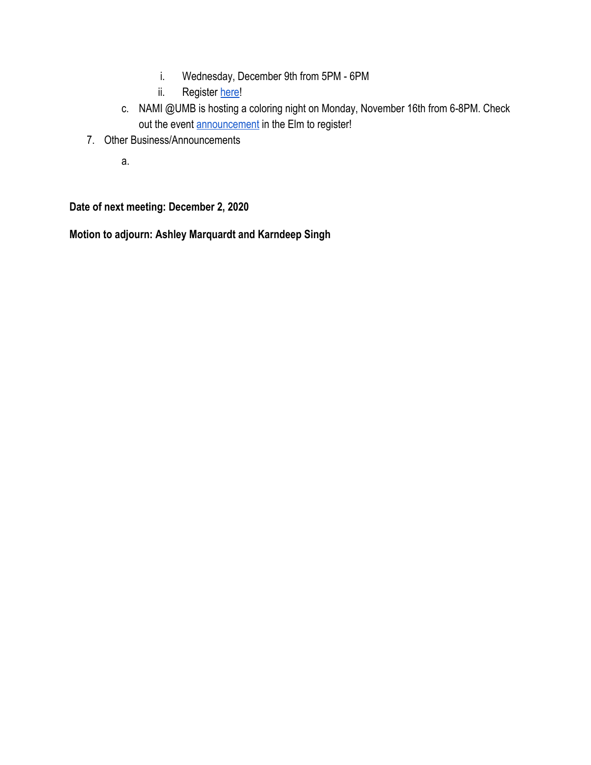i. Wednesday, December 9th from 5PM - 6PM
        ii. Register here!
    c. NAMI @UMB is hosting a coloring night on Monday, November 16th from 6-8PM. Check out the event announcement in the Elm to register!

7. Other Business/Announcements
    a.

**Date of next meeting: December 2, 2020**

**Motion to adjourn: Ashley Marquardt and Karndeep Singh**